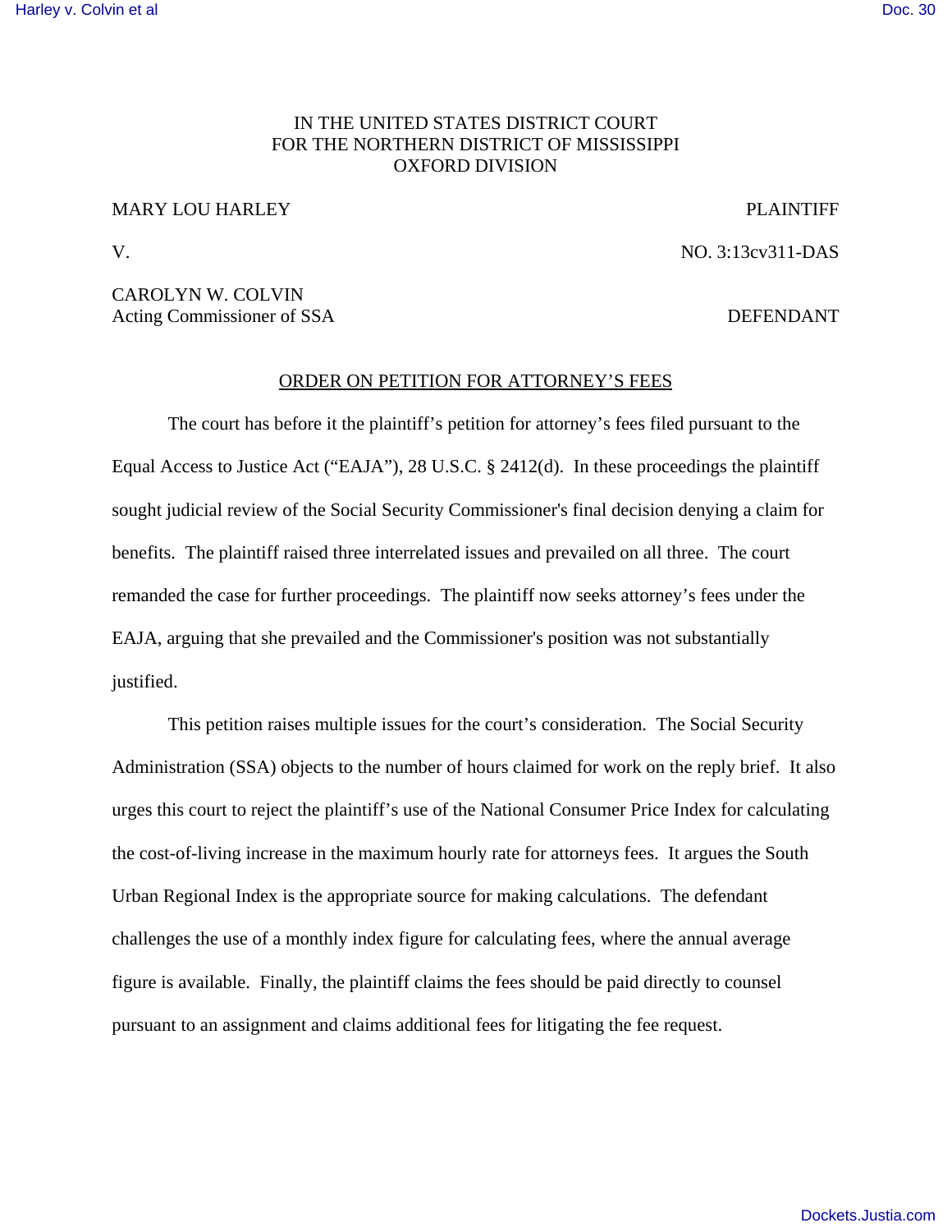IN THE UNITED STATES DISTRICT COURT
FOR THE NORTHERN DISTRICT OF MISSISSIPPI
OXFORD DIVISION

MARY LOU HARLEY PLAINTIFF

V. NO. 3:13cv311-DAS

CAROLYN W. COLVIN
Acting Commissioner of SSA DEFENDANT

ORDER ON PETITION FOR ATTORNEY'S FEES

The court has before it the plaintiff's petition for attorney's fees filed pursuant to the Equal Access to Justice Act ("EAJA"), 28 U.S.C. § 2412(d). In these proceedings the plaintiff sought judicial review of the Social Security Commissioner's final decision denying a claim for benefits. The plaintiff raised three interrelated issues and prevailed on all three. The court remanded the case for further proceedings. The plaintiff now seeks attorney's fees under the EAJA, arguing that she prevailed and the Commissioner's position was not substantially justified.

This petition raises multiple issues for the court's consideration. The Social Security Administration (SSA) objects to the number of hours claimed for work on the reply brief. It also urges this court to reject the plaintiff's use of the National Consumer Price Index for calculating the cost-of-living increase in the maximum hourly rate for attorneys fees. It argues the South Urban Regional Index is the appropriate source for making calculations. The defendant challenges the use of a monthly index figure for calculating fees, where the annual average figure is available. Finally, the plaintiff claims the fees should be paid directly to counsel pursuant to an assignment and claims additional fees for litigating the fee request.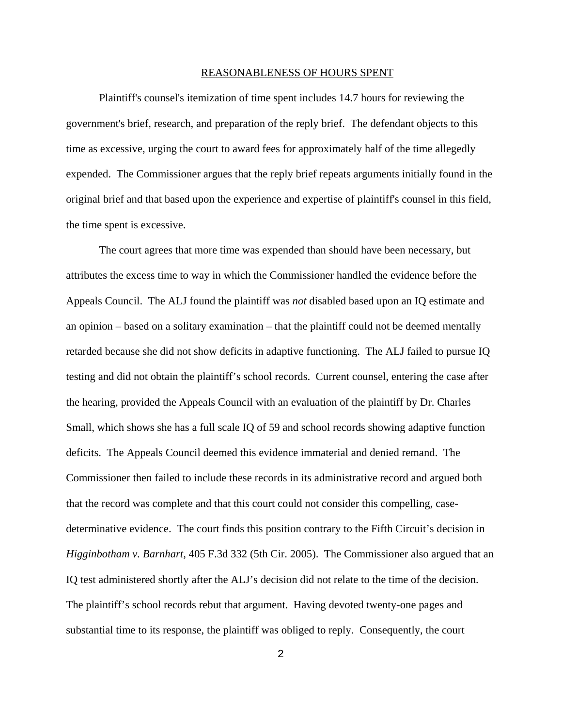## REASONABLENESS OF HOURS SPENT

Plaintiff's counsel's itemization of time spent includes 14.7 hours for reviewing the government's brief, research, and preparation of the reply brief. The defendant objects to this time as excessive, urging the court to award fees for approximately half of the time allegedly expended. The Commissioner argues that the reply brief repeats arguments initially found in the original brief and that based upon the experience and expertise of plaintiff's counsel in this field, the time spent is excessive.

The court agrees that more time was expended than should have been necessary, but attributes the excess time to way in which the Commissioner handled the evidence before the Appeals Council. The ALJ found the plaintiff was *not* disabled based upon an IQ estimate and an opinion – based on a solitary examination – that the plaintiff could not be deemed mentally retarded because she did not show deficits in adaptive functioning. The ALJ failed to pursue IQ testing and did not obtain the plaintiff's school records. Current counsel, entering the case after the hearing, provided the Appeals Council with an evaluation of the plaintiff by Dr. Charles Small, which shows she has a full scale IQ of 59 and school records showing adaptive function deficits. The Appeals Council deemed this evidence immaterial and denied remand. The Commissioner then failed to include these records in its administrative record and argued both that the record was complete and that this court could not consider this compelling, case-determinative evidence. The court finds this position contrary to the Fifth Circuit's decision in *Higginbotham v. Barnhart*, 405 F.3d 332 (5th Cir. 2005). The Commissioner also argued that an IQ test administered shortly after the ALJ's decision did not relate to the time of the decision. The plaintiff's school records rebut that argument. Having devoted twenty-one pages and substantial time to its response, the plaintiff was obliged to reply. Consequently, the court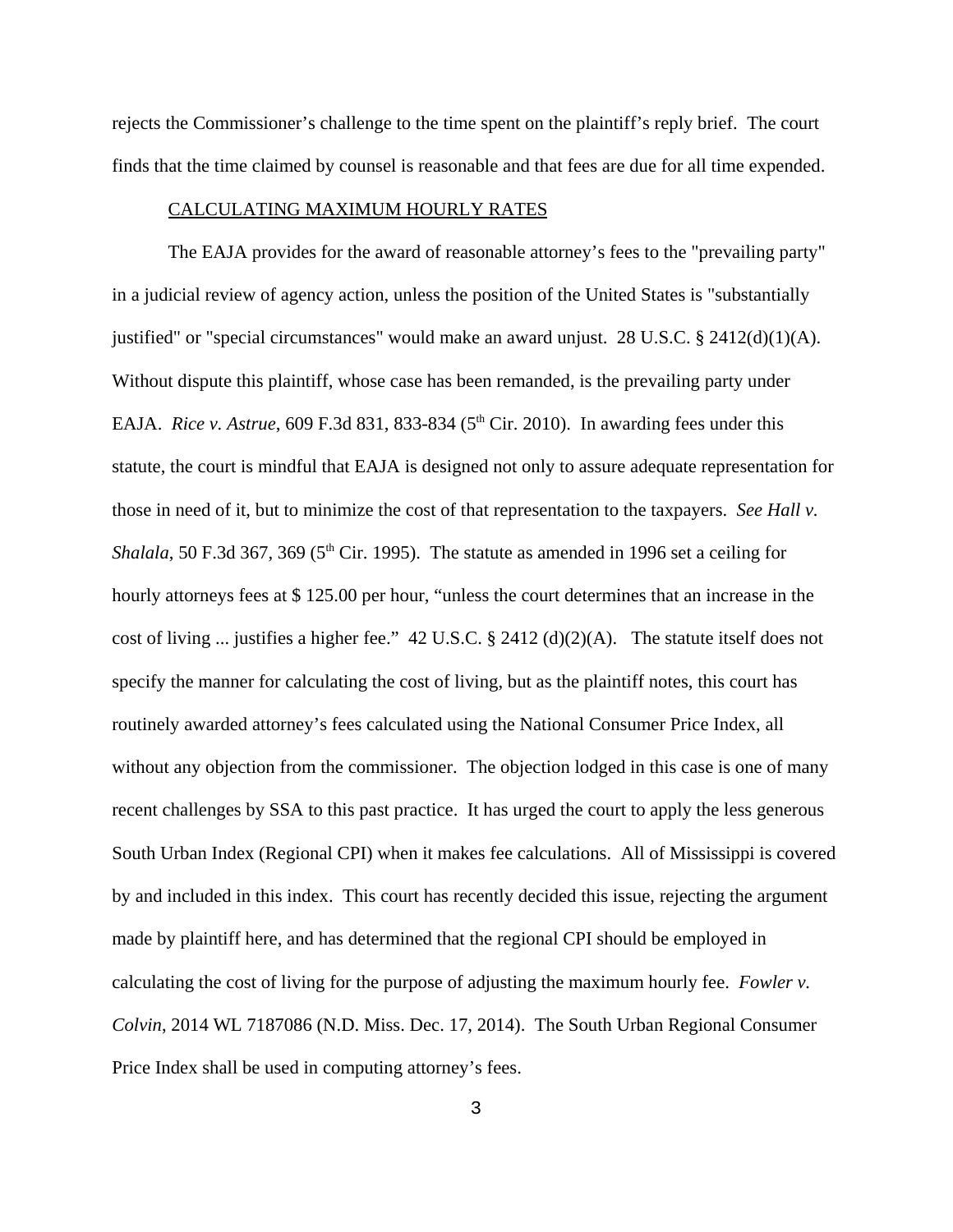rejects the Commissioner's challenge to the time spent on the plaintiff's reply brief. The court finds that the time claimed by counsel is reasonable and that fees are due for all time expended.

CALCULATING MAXIMUM HOURLY RATES

The EAJA provides for the award of reasonable attorney's fees to the "prevailing party" in a judicial review of agency action, unless the position of the United States is "substantially justified" or "special circumstances" would make an award unjust. 28 U.S.C. § 2412(d)(1)(A). Without dispute this plaintiff, whose case has been remanded, is the prevailing party under EAJA. *Rice v. Astrue*, 609 F.3d 831, 833-834 (5th Cir. 2010). In awarding fees under this statute, the court is mindful that EAJA is designed not only to assure adequate representation for those in need of it, but to minimize the cost of that representation to the taxpayers. *See Hall v. Shalala*, 50 F.3d 367, 369 (5th Cir. 1995). The statute as amended in 1996 set a ceiling for hourly attorneys fees at $ 125.00 per hour, "unless the court determines that an increase in the cost of living ... justifies a higher fee." 42 U.S.C. § 2412 (d)(2)(A). The statute itself does not specify the manner for calculating the cost of living, but as the plaintiff notes, this court has routinely awarded attorney's fees calculated using the National Consumer Price Index, all without any objection from the commissioner. The objection lodged in this case is one of many recent challenges by SSA to this past practice. It has urged the court to apply the less generous South Urban Index (Regional CPI) when it makes fee calculations. All of Mississippi is covered by and included in this index. This court has recently decided this issue, rejecting the argument made by plaintiff here, and has determined that the regional CPI should be employed in calculating the cost of living for the purpose of adjusting the maximum hourly fee. *Fowler v. Colvin*, 2014 WL 7187086 (N.D. Miss. Dec. 17, 2014). The South Urban Regional Consumer Price Index shall be used in computing attorney's fees.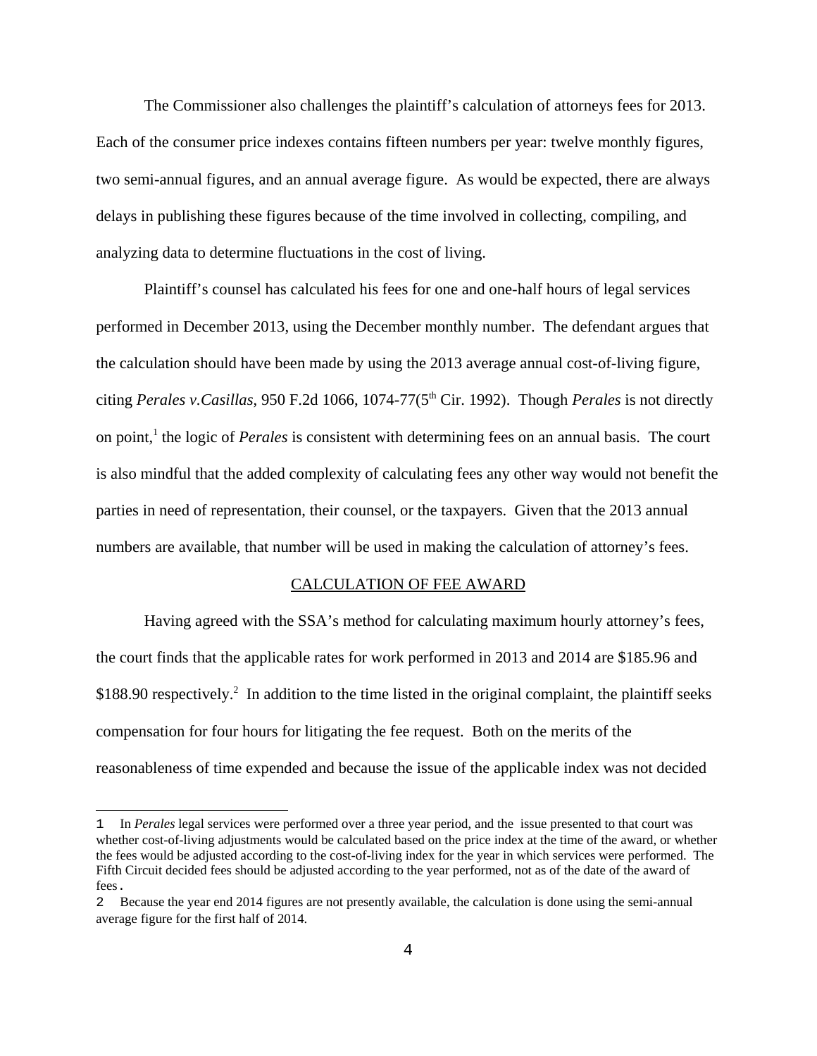The Commissioner also challenges the plaintiff's calculation of attorneys fees for 2013. Each of the consumer price indexes contains fifteen numbers per year: twelve monthly figures, two semi-annual figures, and an annual average figure. As would be expected, there are always delays in publishing these figures because of the time involved in collecting, compiling, and analyzing data to determine fluctuations in the cost of living.

Plaintiff's counsel has calculated his fees for one and one-half hours of legal services performed in December 2013, using the December monthly number. The defendant argues that the calculation should have been made by using the 2013 average annual cost-of-living figure, citing *Perales v.Casillas*, 950 F.2d 1066, 1074-77(5th Cir. 1992). Though *Perales* is not directly on point,[1] the logic of *Perales* is consistent with determining fees on an annual basis. The court is also mindful that the added complexity of calculating fees any other way would not benefit the parties in need of representation, their counsel, or the taxpayers. Given that the 2013 annual numbers are available, that number will be used in making the calculation of attorney's fees.

## CALCULATION OF FEE AWARD

Having agreed with the SSA's method for calculating maximum hourly attorney's fees, the court finds that the applicable rates for work performed in 2013 and 2014 are $185.96 and $188.90 respectively.[2] In addition to the time listed in the original complaint, the plaintiff seeks compensation for four hours for litigating the fee request. Both on the merits of the reasonableness of time expended and because the issue of the applicable index was not decided

---

1 In *Perales* legal services were performed over a three year period, and the issue presented to that court was whether cost-of-living adjustments would be calculated based on the price index at the time of the award, or whether the fees would be adjusted according to the cost-of-living index for the year in which services were performed. The Fifth Circuit decided fees should be adjusted according to the year performed, not as of the date of the award of fees.

2 Because the year end 2014 figures are not presently available, the calculation is done using the semi-annual average figure for the first half of 2014.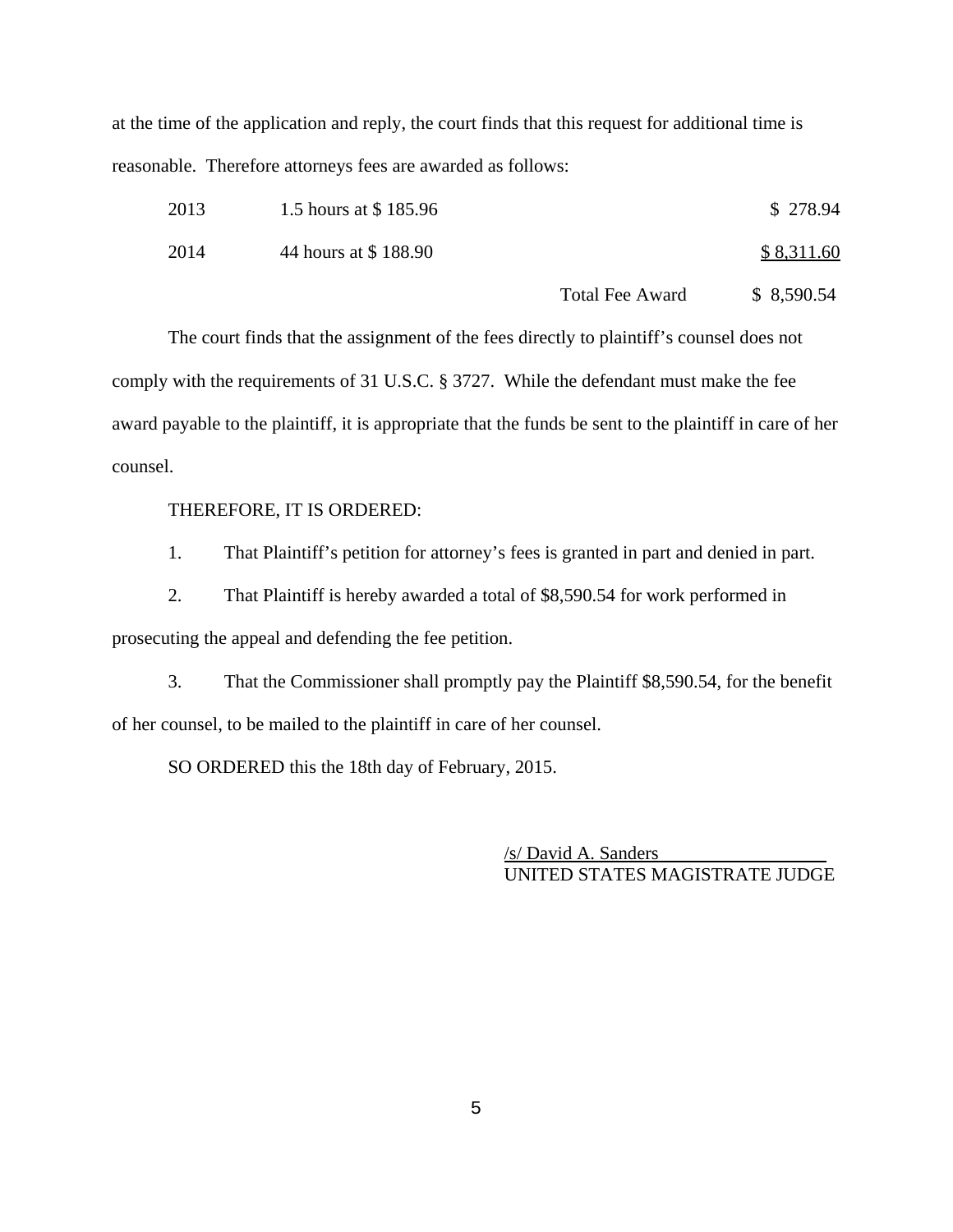at the time of the application and reply, the court finds that this request for additional time is reasonable. Therefore attorneys fees are awarded as follows:

| | | | |
|---|---|---|---|
| 2013 | 1.5 hours at $ 185.96 | | $ 278.94 |
| 2014 | 44 hours at $ 188.90 | | $ 8,311.60 |
| | | Total Fee Award | $ 8,590.54 |

The court finds that the assignment of the fees directly to plaintiff's counsel does not comply with the requirements of 31 U.S.C. § 3727. While the defendant must make the fee award payable to the plaintiff, it is appropriate that the funds be sent to the plaintiff in care of her counsel.

THEREFORE, IT IS ORDERED:

1. That Plaintiff's petition for attorney's fees is granted in part and denied in part.

2. That Plaintiff is hereby awarded a total of $8,590.54 for work performed in prosecuting the appeal and defending the fee petition.

3. That the Commissioner shall promptly pay the Plaintiff $8,590.54, for the benefit of her counsel, to be mailed to the plaintiff in care of her counsel.

SO ORDERED this the 18th day of February, 2015.

/s/ David A. Sanders
UNITED STATES MAGISTRATE JUDGE